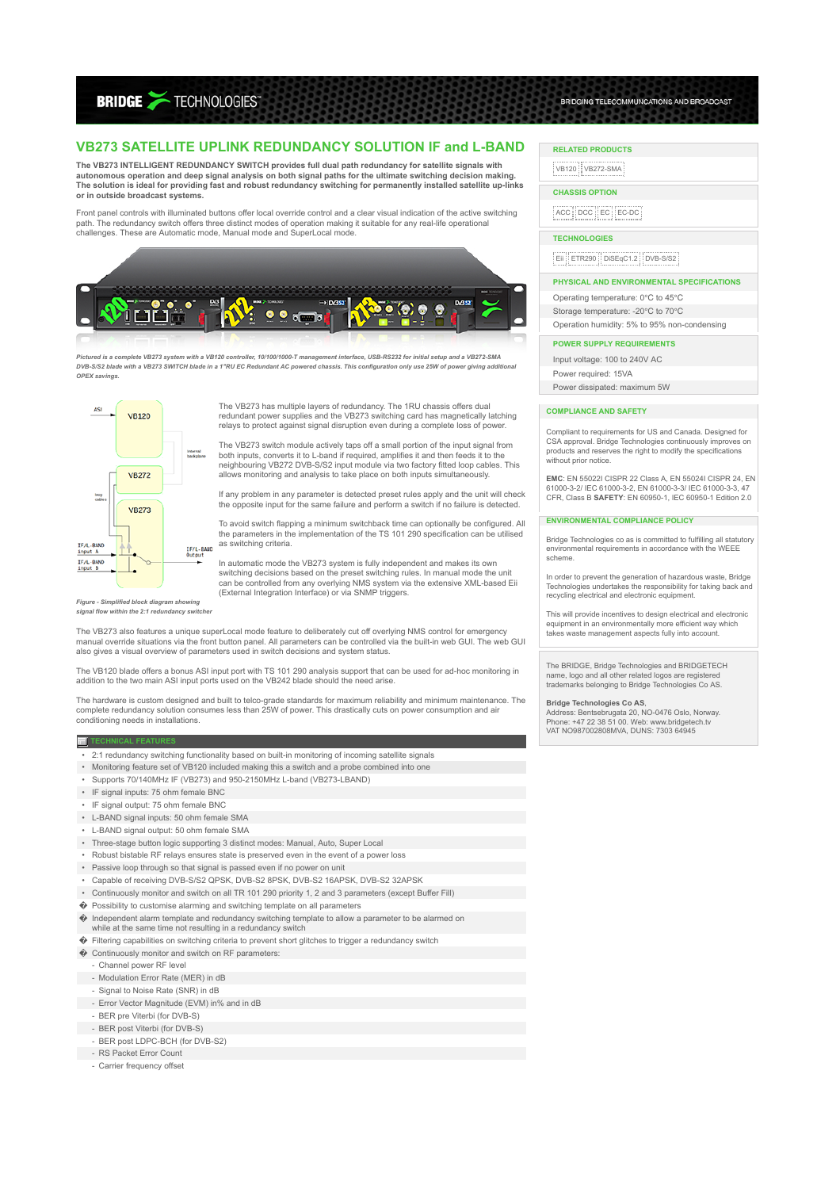# VB273 SATELLITE UPLINK REDUNDANCY SOLUTION IF and L-BAND

**The VB273 INTELLIGENT REDUNDANCY SWITCH provides full dual path redundancy for satellite signals with autonomous operation and deep signal analysis on both signal paths for the ultimate switching decision making. The solution is ideal for providing fast and robust redundancy switching for permanently installed satellite up-links or in outside broadcast systems.**

Front panel controls with illuminated buttons offer local override control and a clear visual indication of the active switching path. The redundancy switch offers three distinct modes of operation making it suitable for any real-life operational challenges. These are Automatic mode, Manual mode and SuperLocal mode.

*Pictured is a complete VB273 system with a VB120 controller, 10/100/1000-T management interface, USB-RS232 for initial setup and a VB272-SMA DVB-S/S2 blade with a VB273 SWITCH blade in a 1"RU EC Redundant AC powered chassis. This configuration only use 25W of power giving additional OPEX savings.*

*Figure - Simplified block diagram showing signal flow within the 2:1 redundancy switcher*

The VB273 has multiple layers of redundancy. The 1RU chassis offers dual redundant power supplies and the VB273 switching card has magnetically latching relays to protect against signal disruption even during a complete loss of power.

The VB273 switch module actively taps off a small portion of the input signal from both inputs, converts it to L-band if required, amplifies it and then feeds it to the neighbouring VB272 DVB-S/S2 input module via two factory fitted loop cables. This allows monitoring and analysis to take place on both inputs simultaneously.

If any problem in any parameter is detected preset rules apply and the unit will check the opposite input for the same failure and perform a switch if no failure is detected.

To avoid switch flapping a minimum switchback time can optionally be configured. All the parameters in the implementation of the TS 101 290 specification can be utilised as switching criteria.

In automatic mode the VB273 system is fully independent and makes its own switching decisions based on the preset switching rules. In manual mode the unit can be controlled from any overlying NMS system via the extensive XML-based Eii (External Integration Interface) or via SNMP triggers.

The VB273 also features a unique superLocal mode feature to deliberately cut off overlying NMS control for emergency manual override situations via the front button panel. All parameters can be controlled via the built-in web GUI. The web GUI also gives a visual overview of parameters used in switch decisions and system status.

The VB120 blade offers a bonus ASI input port with TS 101 290 analysis support that can be used for ad-hoc monitoring in addition to the two main ASI input ports used on the VB242 blade should the need arise.

The hardware is custom designed and built to telco-grade standards for maximum reliability and minimum maintenance. The complete redundancy solution consumes less than 25W of power. This drastically cuts on power consumption and air conditioning needs in installations.

## TECHNICAL FEATURES

- 2:1 redundancy switching functionality based on built-in monitoring of incoming satellite signals
- Monitoring feature set of VB120 included making this a switch and a probe combined into one
- Supports 70/140MHz IF (VB273) and 950-2150MHz L-band (VB273-LBAND)
- IF signal inputs: 75 ohm female BNC
- IF signal output: 75 ohm female BNC
- L-BAND signal inputs: 50 ohm female SMA
- L-BAND signal output: 50 ohm female SMA
- Three-stage button logic supporting 3 distinct modes: Manual, Auto, Super Local
- Robust bistable RF relays ensures state is preserved even in the event of a power loss
- Passive loop through so that signal is passed even if no power on unit
- Capable of receiving DVB-S/S2 QPSK, DVB-S2 8PSK, DVB-S2 16APSK, DVB-S2 32APSK
- Continuously monitor and switch on all TR 101 290 priority 1, 2 and 3 parameters (except Buffer Fill)
- Possibility to customise alarming and switching template on all parameters
- Independent alarm template and redundancy switching template to allow a parameter to be alarmed on while at the same time not resulting in a redundancy switch
- Filtering capabilities on switching criteria to prevent short glitches to trigger a redundancy switch
- Continuously monitor and switch on RF parameters:
  - Channel power RF level
  - Modulation Error Rate (MER) in dB
  - Signal to Noise Rate (SNR) in dB
  - Error Vector Magnitude (EVM) in% and in dB
  - BER pre Viterbi (for DVB-S)
  - BER post Viterbi (for DVB-S)
  - BER post LDPC-BCH (for DVB-S2)
  - RS Packet Error Count
  - Carrier frequency offset

## RELATED PRODUCTS

VB120 | VB272-SMA

## CHASSIS OPTION

ACC | DCC | EC | EC-DC

## TECHNOLOGIES

Eii | ETR290 | DiSEqC1.2 | DVB-S/S2

## PHYSICAL AND ENVIRONMENTAL SPECIFICATIONS

- Operating temperature: 0°C to 45°C
- Storage temperature: -20°C to 70°C
- Operation humidity: 5% to 95% non-condensing

## POWER SUPPLY REQUIREMENTS

- Input voltage: 100 to 240V AC
- Power required: 15VA
- Power dissipated: maximum 5W

## COMPLIANCE AND SAFETY

Compliant to requirements for US and Canada. Designed for CSA approval. Bridge Technologies continuously improves on products and reserves the right to modify the specifications without prior notice.

**EMC**: EN 55022I CISPR 22 Class A, EN 55024I CISPR 24, EN 61000-3-2/ IEC 61000-3-2, EN 61000-3-3/ IEC 61000-3-3, 47 CFR, Class B **SAFETY**: EN 60950-1, IEC 60950-1 Edition 2.0

## ENVIRONMENTAL COMPLIANCE POLICY

Bridge Technologies co as is committed to fulfilling all statutory environmental requirements in accordance with the WEEE scheme.

In order to prevent the generation of hazardous waste, Bridge Technologies undertakes the responsibility for taking back and recycling electrical and electronic equipment.

This will provide incentives to design electrical and electronic equipment in an environmentally more efficient way which takes waste management aspects fully into account.

The BRIDGE, Bridge Technologies and BRIDGETECH name, logo and all other related logos are registered trademarks belonging to Bridge Technologies Co AS.

**Bridge Technologies Co AS**,
Address: Bentsebrugata 20, NO-0476 Oslo, Norway.
Phone: +47 22 38 51 00. Web: www.bridgetech.tv
VAT NO987002808MVA, DUNS: 7303 64945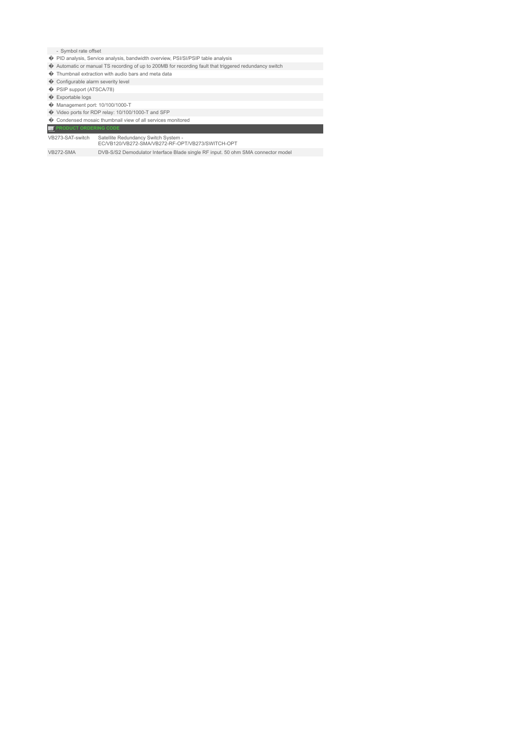- Symbol rate offset

- PID analysis, Service analysis, bandwidth overview, PSI/SI/PSIP table analysis
- Automatic or manual TS recording of up to 200MB for recording fault that triggered redundancy switch
- Thumbnail extraction with audio bars and meta data
- Configurable alarm severity level
- PSIP support (ATSCA/78)
- Exportable logs
- Management port: 10/100/1000-T
- Video ports for RDP relay: 10/100/1000-T and SFP
- Condensed mosaic thumbnail view of all services monitored

## PRODUCT ORDERING CODE

| | |
|---|---|
| VB273-SAT-switch | Satellite Redundancy Switch System - EC/VB120/VB272-SMA/VB272-RF-OPT/VB273/SWITCH-OPT |
| VB272-SMA | DVB-S/S2 Demodulator Interface Blade single RF input. 50 ohm SMA connector model |